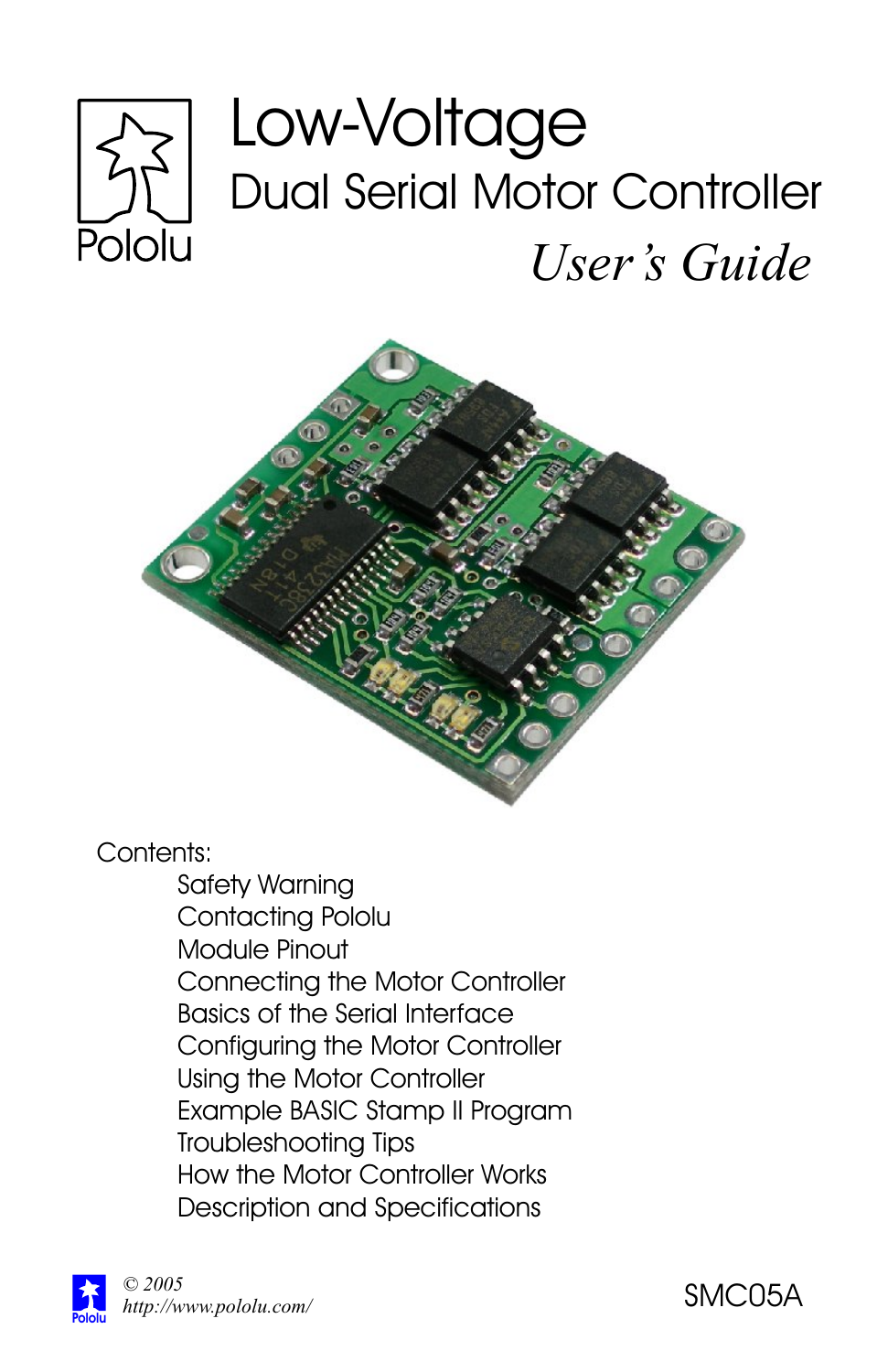Pololu

# Low-Voltage

## Dual Serial Motor Controller

### *User's Guide*

Contents:

- Safety Warning
- Contacting Pololu
- Module Pinout
- Connecting the Motor Controller
- Basics of the Serial Interface
- Configuring the Motor Controller
- Using the Motor Controller
- Example BASIC Stamp II Program
- Troubleshooting Tips
- How the Motor Controller Works
- Description and Specifications

*© 2005*
*http://www.pololu.com/*

SMC05A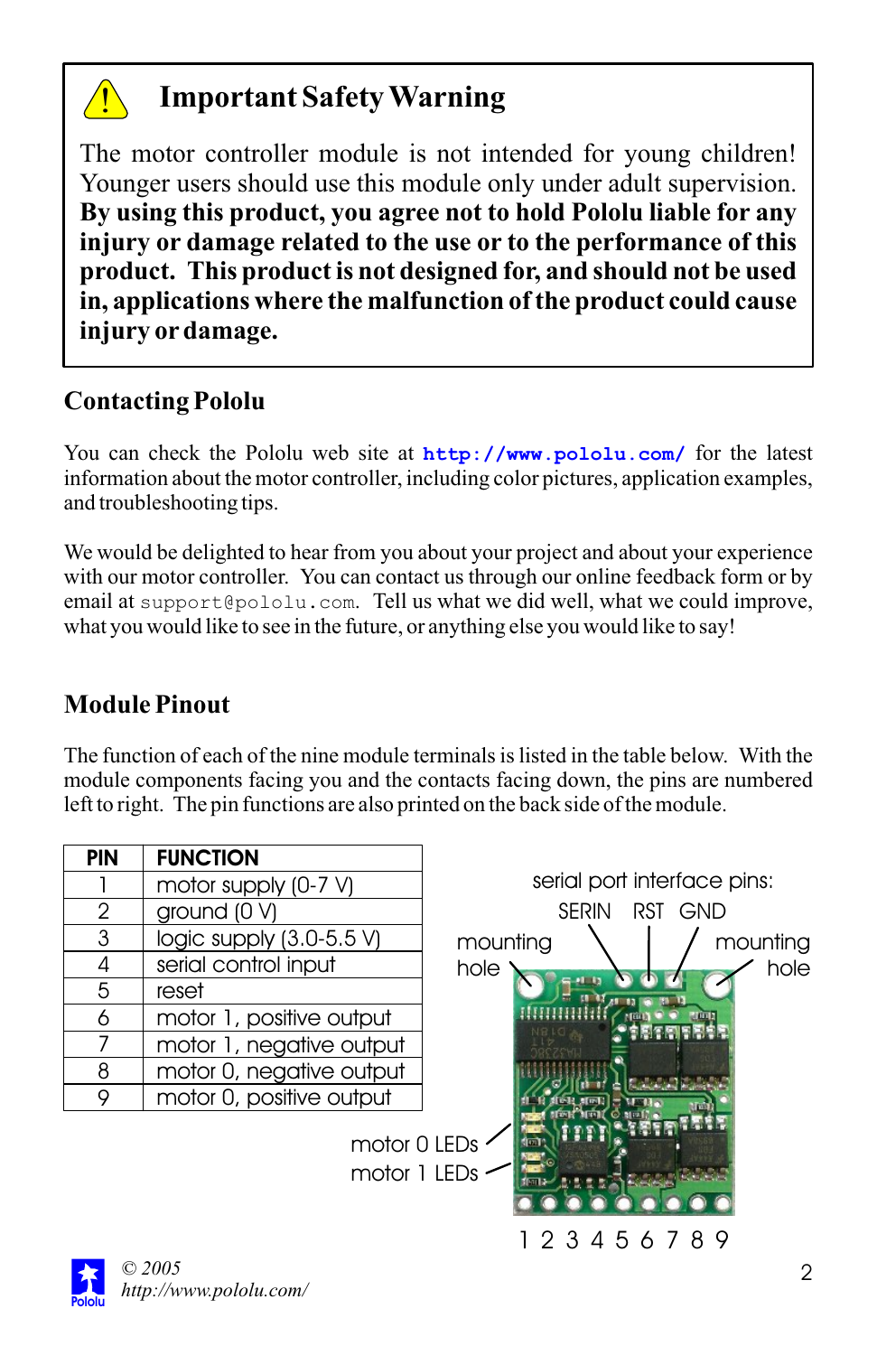## Important Safety Warning

The motor controller module is not intended for young children! Younger users should use this module only under adult supervision. **By using this product, you agree not to hold Pololu liable for any injury or damage related to the use or to the performance of this product. This product is not designed for, and should not be used in, applications where the malfunction of the product could cause injury or damage.**

## Contacting Pololu

You can check the Pololu web site at **http://www.pololu.com/** for the latest information about the motor controller, including color pictures, application examples, and troubleshooting tips.

We would be delighted to hear from you about your project and about your experience with our motor controller. You can contact us through our online feedback form or by email at `support@pololu.com`. Tell us what we did well, what we could improve, what you would like to see in the future, or anything else you would like to say!

## Module Pinout

The function of each of the nine module terminals is listed in the table below. With the module components facing you and the contacts facing down, the pins are numbered left to right. The pin functions are also printed on the back side of the module.

| PIN | FUNCTION |
|---|---|
| 1 | motor supply (0-7 V) |
| 2 | ground (0 V) |
| 3 | logic supply (3.0-5.5 V) |
| 4 | serial control input |
| 5 | reset |
| 6 | motor 1, positive output |
| 7 | motor 1, negative output |
| 8 | motor 0, negative output |
| 9 | motor 0, positive output |

serial port interface pins: SERIN RST GND

mounting hole

mounting hole

motor 0 LEDs

motor 1 LEDs

1 2 3 4 5 6 7 8 9

© 2005
http://www.pololu.com/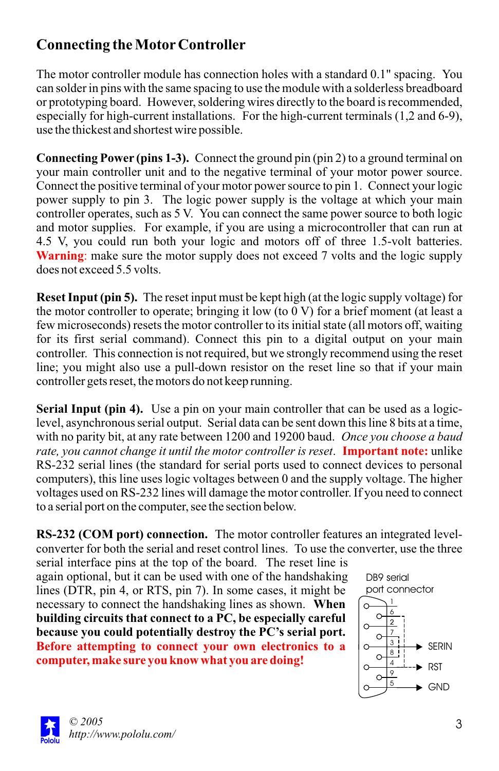## Connecting the Motor Controller

The motor controller module has connection holes with a standard 0.1" spacing. You can solder in pins with the same spacing to use the module with a solderless breadboard or prototyping board. However, soldering wires directly to the board is recommended, especially for high-current installations. For the high-current terminals (1,2 and 6-9), use the thickest and shortest wire possible.

**Connecting Power (pins 1-3).** Connect the ground pin (pin 2) to a ground terminal on your main controller unit and to the negative terminal of your motor power source. Connect the positive terminal of your motor power source to pin 1. Connect your logic power supply to pin 3. The logic power supply is the voltage at which your main controller operates, such as 5 V. You can connect the same power source to both logic and motor supplies. For example, if you are using a microcontroller that can run at 4.5 V, you could run both your logic and motors off of three 1.5-volt batteries. **Warning**: make sure the motor supply does not exceed 7 volts and the logic supply does not exceed 5.5 volts.

**Reset Input (pin 5).** The reset input must be kept high (at the logic supply voltage) for the motor controller to operate; bringing it low (to 0 V) for a brief moment (at least a few microseconds) resets the motor controller to its initial state (all motors off, waiting for its first serial command). Connect this pin to a digital output on your main controller. This connection is not required, but we strongly recommend using the reset line; you might also use a pull-down resistor on the reset line so that if your main controller gets reset, the motors do not keep running.

**Serial Input (pin 4).** Use a pin on your main controller that can be used as a logic-level, asynchronous serial output. Serial data can be sent down this line 8 bits at a time, with no parity bit, at any rate between 1200 and 19200 baud. *Once you choose a baud rate, you cannot change it until the motor controller is reset*. **Important note:** unlike RS-232 serial lines (the standard for serial ports used to connect devices to personal computers), this line uses logic voltages between 0 and the supply voltage. The higher voltages used on RS-232 lines will damage the motor controller. If you need to connect to a serial port on the computer, see the section below.

**RS-232 (COM port) connection.** The motor controller features an integrated level-converter for both the serial and reset control lines. To use the converter, use the three serial interface pins at the top of the board. The reset line is again optional, but it can be used with one of the handshaking lines (DTR, pin 4, or RTS, pin 7). In some cases, it might be necessary to connect the handshaking lines as shown. **When building circuits that connect to a PC, be especially careful because you could potentially destroy the PC's serial port. Before attempting to connect your own electronics to a computer, make sure you know what you are doing!**

DB9 serial port connector

1, 6, 2, 7, 3 → SERIN, 8, 4 → RST, 9, 5 → GND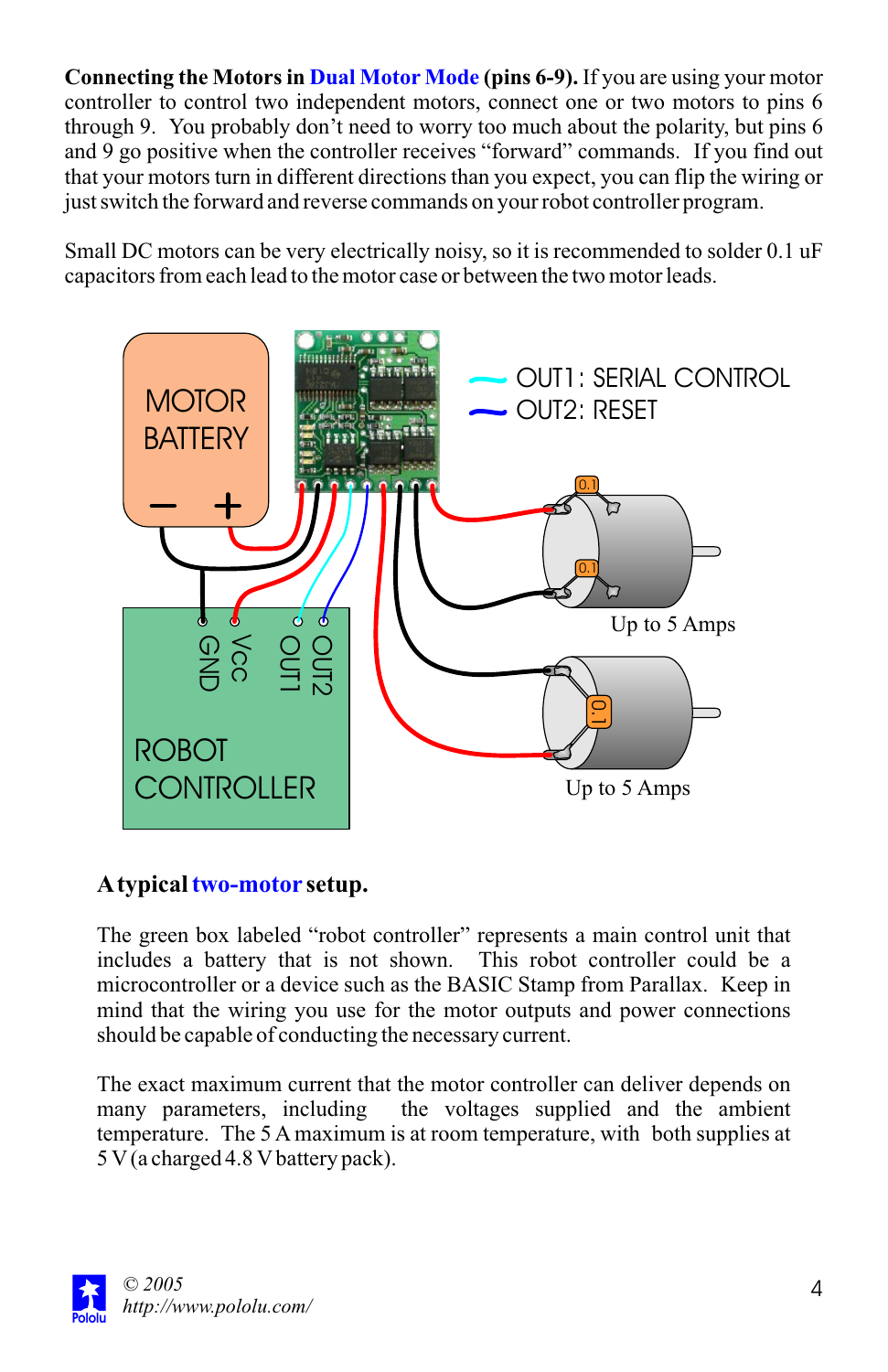**Connecting the Motors in Dual Motor Mode (pins 6-9).** If you are using your motor controller to control two independent motors, connect one or two motors to pins 6 through 9. You probably don't need to worry too much about the polarity, but pins 6 and 9 go positive when the controller receives "forward" commands. If you find out that your motors turn in different directions than you expect, you can flip the wiring or just switch the forward and reverse commands on your robot controller program.

Small DC motors can be very electrically noisy, so it is recommended to solder 0.1 uF capacitors from each lead to the motor case or between the two motor leads.

MOTOR BATTERY

OUT1: SERIAL CONTROL
OUT2: RESET

GND Vcc OUT1 OUT2

ROBOT CONTROLLER

Up to 5 Amps

Up to 5 Amps

**A typical two-motor setup.**

The green box labeled "robot controller" represents a main control unit that includes a battery that is not shown. This robot controller could be a microcontroller or a device such as the BASIC Stamp from Parallax. Keep in mind that the wiring you use for the motor outputs and power connections should be capable of conducting the necessary current.

The exact maximum current that the motor controller can deliver depends on many parameters, including the voltages supplied and the ambient temperature. The 5 A maximum is at room temperature, with both supplies at 5 V (a charged 4.8 V battery pack).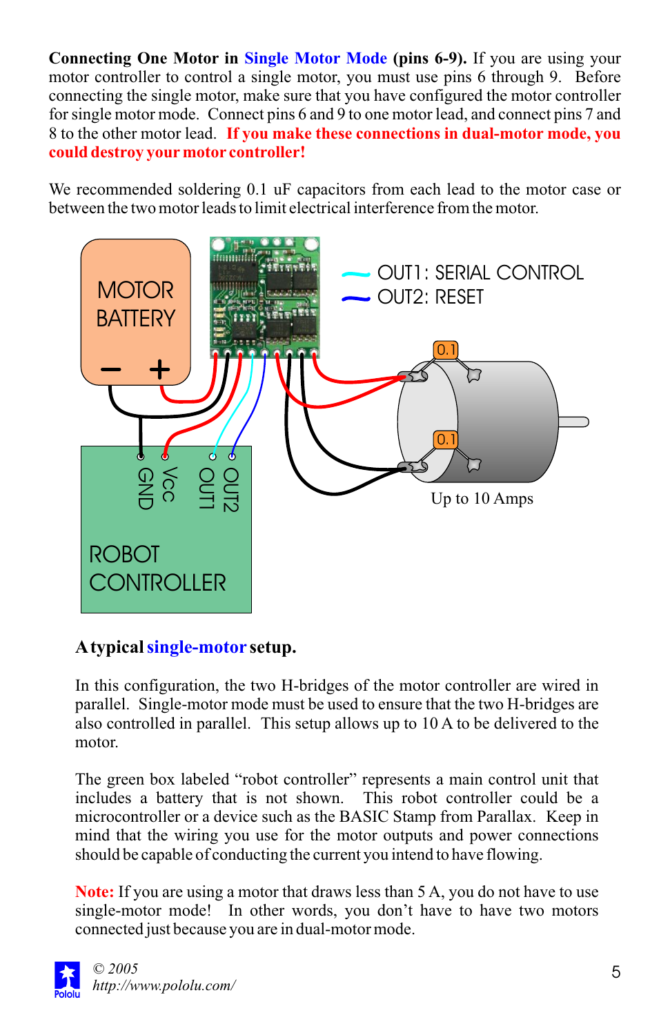**Connecting One Motor in Single Motor Mode (pins 6-9).** If you are using your motor controller to control a single motor, you must use pins 6 through 9. Before connecting the single motor, make sure that you have configured the motor controller for single motor mode. Connect pins 6 and 9 to one motor lead, and connect pins 7 and 8 to the other motor lead. **If you make these connections in dual-motor mode, you could destroy your motor controller!**

We recommended soldering 0.1 uF capacitors from each lead to the motor case or between the two motor leads to limit electrical interference from the motor.

**A typical single-motor setup.**

In this configuration, the two H-bridges of the motor controller are wired in parallel. Single-motor mode must be used to ensure that the two H-bridges are also controlled in parallel. This setup allows up to 10 A to be delivered to the motor.

The green box labeled "robot controller" represents a main control unit that includes a battery that is not shown. This robot controller could be a microcontroller or a device such as the BASIC Stamp from Parallax. Keep in mind that the wiring you use for the motor outputs and power connections should be capable of conducting the current you intend to have flowing.

**Note:** If you are using a motor that draws less than 5 A, you do not have to use single-motor mode! In other words, you don't have to have two motors connected just because you are in dual-motor mode.

© 2005
*http://www.pololu.com/*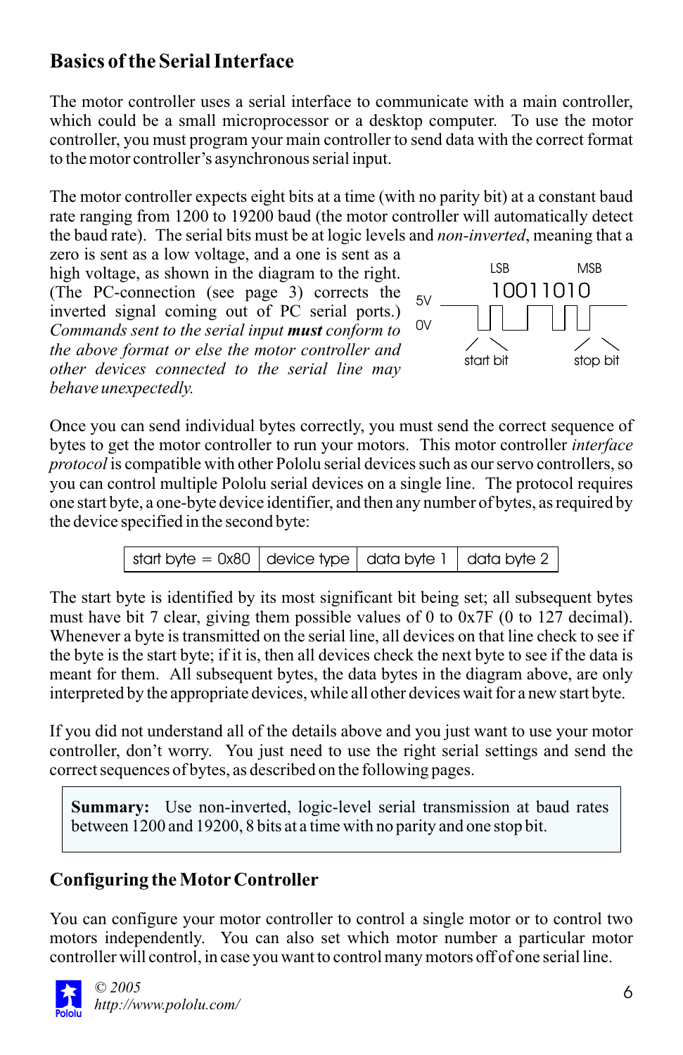## Basics of the Serial Interface

The motor controller uses a serial interface to communicate with a main controller, which could be a small microprocessor or a desktop computer. To use the motor controller, you must program your main controller to send data with the correct format to the motor controller's asynchronous serial input.

The motor controller expects eight bits at a time (with no parity bit) at a constant baud rate ranging from 1200 to 19200 baud (the motor controller will automatically detect the baud rate). The serial bits must be at logic levels and *non-inverted*, meaning that a zero is sent as a low voltage, and a one is sent as a high voltage, as shown in the diagram to the right. (The PC-connection (see page 3) corrects the inverted signal coming out of PC serial ports.) *Commands sent to the serial input **must** conform to the above format or else the motor controller and other devices connected to the serial line may behave unexpectedly.*

LSB MSB
10011010
5V
0V
start bit stop bit

Once you can send individual bytes correctly, you must send the correct sequence of bytes to get the motor controller to run your motors. This motor controller *interface protocol* is compatible with other Pololu serial devices such as our servo controllers, so you can control multiple Pololu serial devices on a single line. The protocol requires one start byte, a one-byte device identifier, and then any number of bytes, as required by the device specified in the second byte:

| start byte = 0x80 | device type | data byte 1 | data byte 2 |
|---|---|---|---|

The start byte is identified by its most significant bit being set; all subsequent bytes must have bit 7 clear, giving them possible values of 0 to 0x7F (0 to 127 decimal). Whenever a byte is transmitted on the serial line, all devices on that line check to see if the byte is the start byte; if it is, then all devices check the next byte to see if the data is meant for them. All subsequent bytes, the data bytes in the diagram above, are only interpreted by the appropriate devices, while all other devices wait for a new start byte.

If you did not understand all of the details above and you just want to use your motor controller, don't worry. You just need to use the right serial settings and send the correct sequences of bytes, as described on the following pages.

> **Summary:** Use non-inverted, logic-level serial transmission at baud rates between 1200 and 19200, 8 bits at a time with no parity and one stop bit.

## Configuring the Motor Controller

You can configure your motor controller to control a single motor or to control two motors independently. You can also set which motor number a particular motor controller will control, in case you want to control many motors off of one serial line.

© 2005
http://www.pololu.com/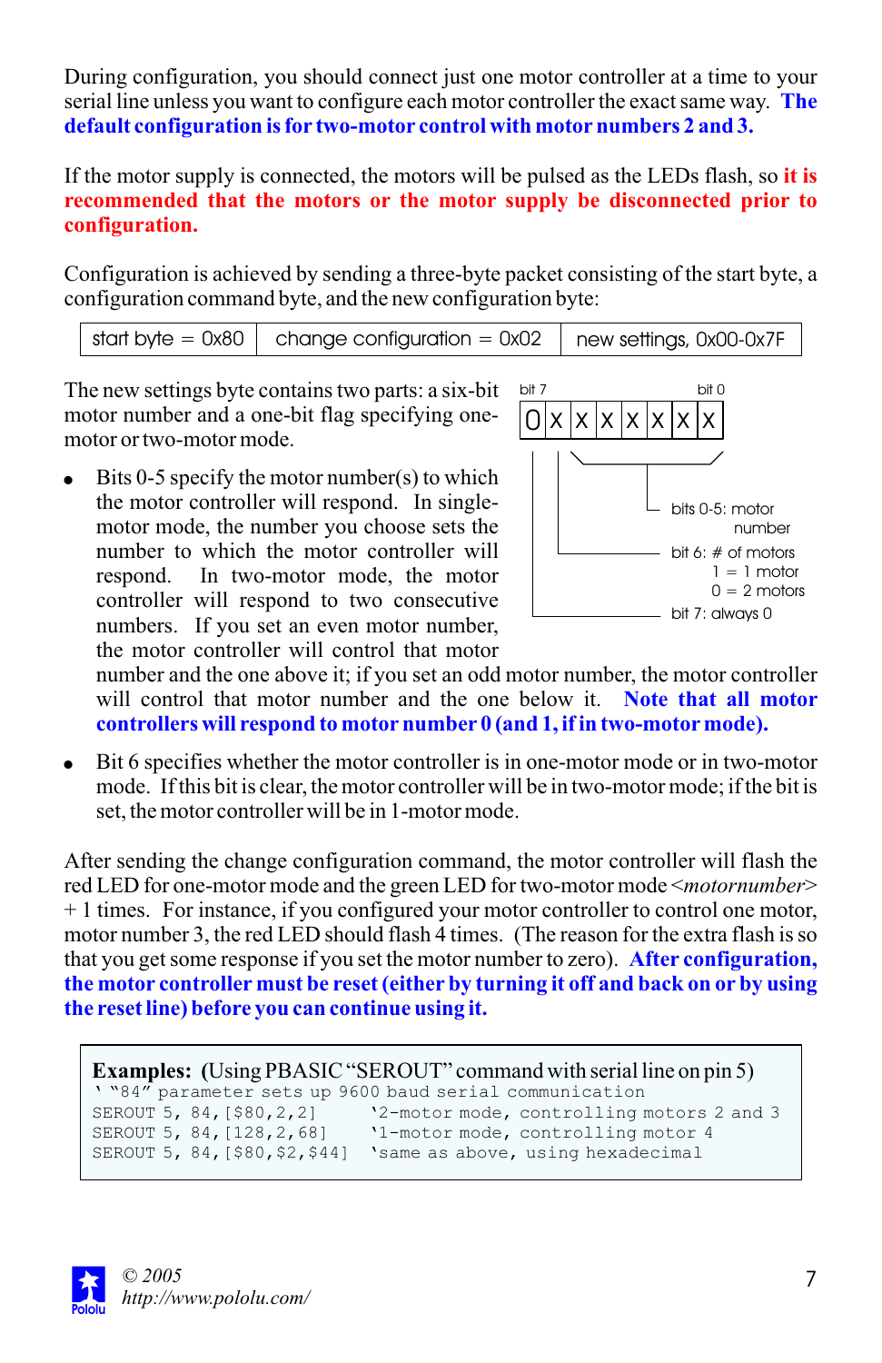During configuration, you should connect just one motor controller at a time to your serial line unless you want to configure each motor controller the exact same way. **The default configuration is for two-motor control with motor numbers 2 and 3.**

If the motor supply is connected, the motors will be pulsed as the LEDs flash, so **it is recommended that the motors or the motor supply be disconnected prior to configuration.**

Configuration is achieved by sending a three-byte packet consisting of the start byte, a configuration command byte, and the new configuration byte:

| start byte = 0x80 | change configuration = 0x02 | new settings, 0x00-0x7F |
|---|---|---|

The new settings byte contains two parts: a six-bit motor number and a one-bit flag specifying one-motor or two-motor mode.

| bit 7 | | | | | | | bit 0 |
|---|---|---|---|---|---|---|---|
| 0 | X | X | X | X | X | X | X |

- bits 0-5: motor number
- bit 6: # of motors
  1 = 1 motor
  0 = 2 motors
- bit 7: always 0

- Bits 0-5 specify the motor number(s) to which the motor controller will respond. In single-motor mode, the number you choose sets the number to which the motor controller will respond. In two-motor mode, the motor controller will respond to two consecutive numbers. If you set an even motor number, the motor controller will control that motor number and the one above it; if you set an odd motor number, the motor controller will control that motor number and the one below it. **Note that all motor controllers will respond to motor number 0 (and 1, if in two-motor mode).**
- Bit 6 specifies whether the motor controller is in one-motor mode or in two-motor mode. If this bit is clear, the motor controller will be in two-motor mode; if the bit is set, the motor controller will be in 1-motor mode.

After sending the change configuration command, the motor controller will flash the red LED for one-motor mode and the green LED for two-motor mode <*motornumber*> + 1 times. For instance, if you configured your motor controller to control one motor, motor number 3, the red LED should flash 4 times. (The reason for the extra flash is so that you get some response if you set the motor number to zero). **After configuration, the motor controller must be reset (either by turning it off and back on or by using the reset line) before you can continue using it.**

**Examples:** (Using PBASIC "SEROUT" command with serial line on pin 5)

```
' "84" parameter sets up 9600 baud serial communication
SEROUT 5, 84,[$80,2,2]     '2-motor mode, controlling motors 2 and 3
SEROUT 5, 84,[128,2,68]    '1-motor mode, controlling motor 4
SEROUT 5, 84,[$80,$2,$44]  'same as above, using hexadecimal
```

© 2005
http://www.pololu.com/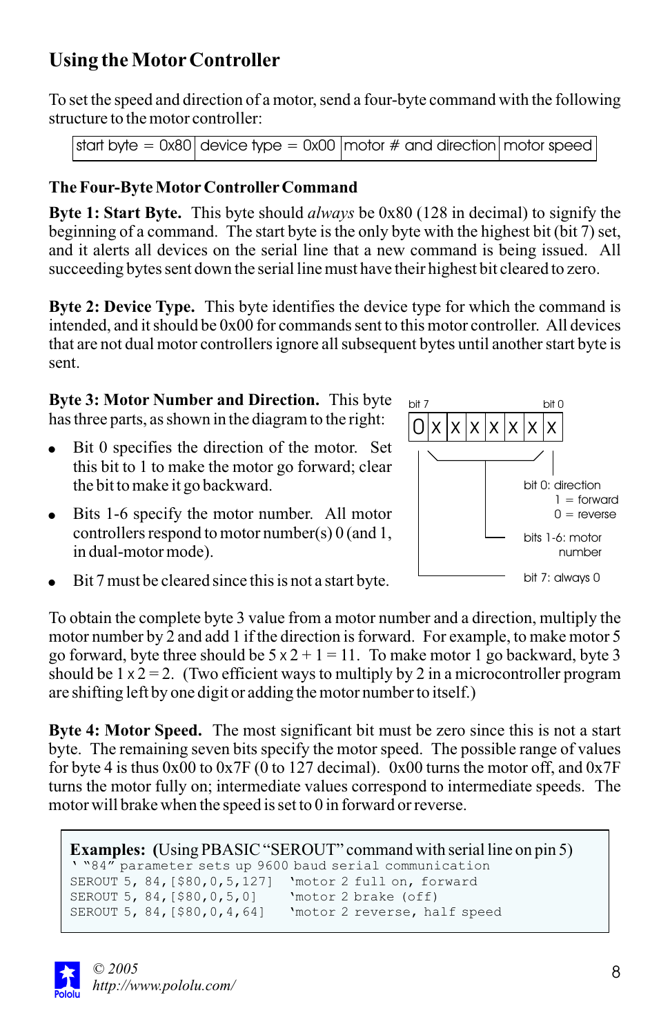## Using the Motor Controller

To set the speed and direction of a motor, send a four-byte command with the following structure to the motor controller:

| start byte = 0x80 | device type = 0x00 | motor # and direction | motor speed |
|---|---|---|---|

### The Four-Byte Motor Controller Command

**Byte 1: Start Byte.** This byte should *always* be 0x80 (128 in decimal) to signify the beginning of a command. The start byte is the only byte with the highest bit (bit 7) set, and it alerts all devices on the serial line that a new command is being issued. All succeeding bytes sent down the serial line must have their highest bit cleared to zero.

**Byte 2: Device Type.** This byte identifies the device type for which the command is intended, and it should be 0x00 for commands sent to this motor controller. All devices that are not dual motor controllers ignore all subsequent bytes until another start byte is sent.

**Byte 3: Motor Number and Direction.** This byte has three parts, as shown in the diagram to the right:

- Bit 0 specifies the direction of the motor. Set this bit to 1 to make the motor go forward; clear the bit to make it go backward.
- Bits 1-6 specify the motor number. All motor controllers respond to motor number(s) 0 (and 1, in dual-motor mode).
- Bit 7 must be cleared since this is not a start byte.

| bit 7 | | | | | | | bit 0 |
|---|---|---|---|---|---|---|---|
| 0 | X | X | X | X | X | X | X |

- bit 0: direction — 1 = forward, 0 = reverse
- bits 1-6: motor number
- bit 7: always 0

To obtain the complete byte 3 value from a motor number and a direction, multiply the motor number by 2 and add 1 if the direction is forward. For example, to make motor 5 go forward, byte three should be 5 x 2 + 1 = 11. To make motor 1 go backward, byte 3 should be 1 x 2 = 2. (Two efficient ways to multiply by 2 in a microcontroller program are shifting left by one digit or adding the motor number to itself.)

**Byte 4: Motor Speed.** The most significant bit must be zero since this is not a start byte. The remaining seven bits specify the motor speed. The possible range of values for byte 4 is thus 0x00 to 0x7F (0 to 127 decimal). 0x00 turns the motor off, and 0x7F turns the motor fully on; intermediate values correspond to intermediate speeds. The motor will brake when the speed is set to 0 in forward or reverse.

**Examples:** (Using PBASIC "SEROUT" command with serial line on pin 5)

```
' "84" parameter sets up 9600 baud serial communication
SEROUT 5, 84,[$80,0,5,127]  'motor 2 full on, forward
SEROUT 5, 84,[$80,0,5,0]    'motor 2 brake (off)
SEROUT 5, 84,[$80,0,4,64]   'motor 2 reverse, half speed
```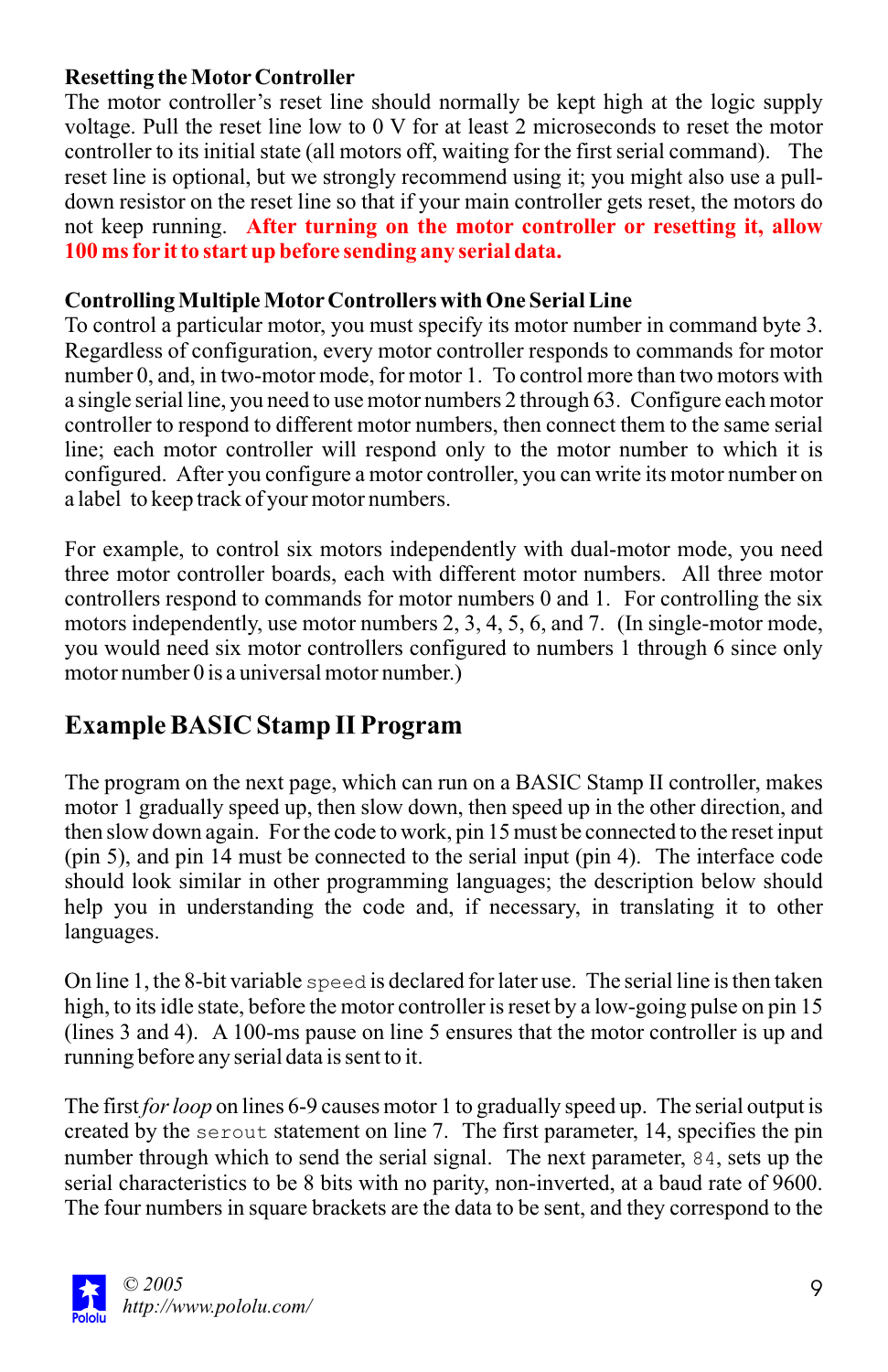**Resetting the Motor Controller**

The motor controller's reset line should normally be kept high at the logic supply voltage. Pull the reset line low to 0 V for at least 2 microseconds to reset the motor controller to its initial state (all motors off, waiting for the first serial command). The reset line is optional, but we strongly recommend using it; you might also use a pull-down resistor on the reset line so that if your main controller gets reset, the motors do not keep running. **After turning on the motor controller or resetting it, allow 100 ms for it to start up before sending any serial data.**

**Controlling Multiple Motor Controllers with One Serial Line**

To control a particular motor, you must specify its motor number in command byte 3. Regardless of configuration, every motor controller responds to commands for motor number 0, and, in two-motor mode, for motor 1. To control more than two motors with a single serial line, you need to use motor numbers 2 through 63. Configure each motor controller to respond to different motor numbers, then connect them to the same serial line; each motor controller will respond only to the motor number to which it is configured. After you configure a motor controller, you can write its motor number on a label to keep track of your motor numbers.

For example, to control six motors independently with dual-motor mode, you need three motor controller boards, each with different motor numbers. All three motor controllers respond to commands for motor numbers 0 and 1. For controlling the six motors independently, use motor numbers 2, 3, 4, 5, 6, and 7. (In single-motor mode, you would need six motor controllers configured to numbers 1 through 6 since only motor number 0 is a universal motor number.)

## Example BASIC Stamp II Program

The program on the next page, which can run on a BASIC Stamp II controller, makes motor 1 gradually speed up, then slow down, then speed up in the other direction, and then slow down again. For the code to work, pin 15 must be connected to the reset input (pin 5), and pin 14 must be connected to the serial input (pin 4). The interface code should look similar in other programming languages; the description below should help you in understanding the code and, if necessary, in translating it to other languages.

On line 1, the 8-bit variable `speed` is declared for later use. The serial line is then taken high, to its idle state, before the motor controller is reset by a low-going pulse on pin 15 (lines 3 and 4). A 100-ms pause on line 5 ensures that the motor controller is up and running before any serial data is sent to it.

The first *for loop* on lines 6-9 causes motor 1 to gradually speed up. The serial output is created by the `serout` statement on line 7. The first parameter, 14, specifies the pin number through which to send the serial signal. The next parameter, `84`, sets up the serial characteristics to be 8 bits with no parity, non-inverted, at a baud rate of 9600. The four numbers in square brackets are the data to be sent, and they correspond to the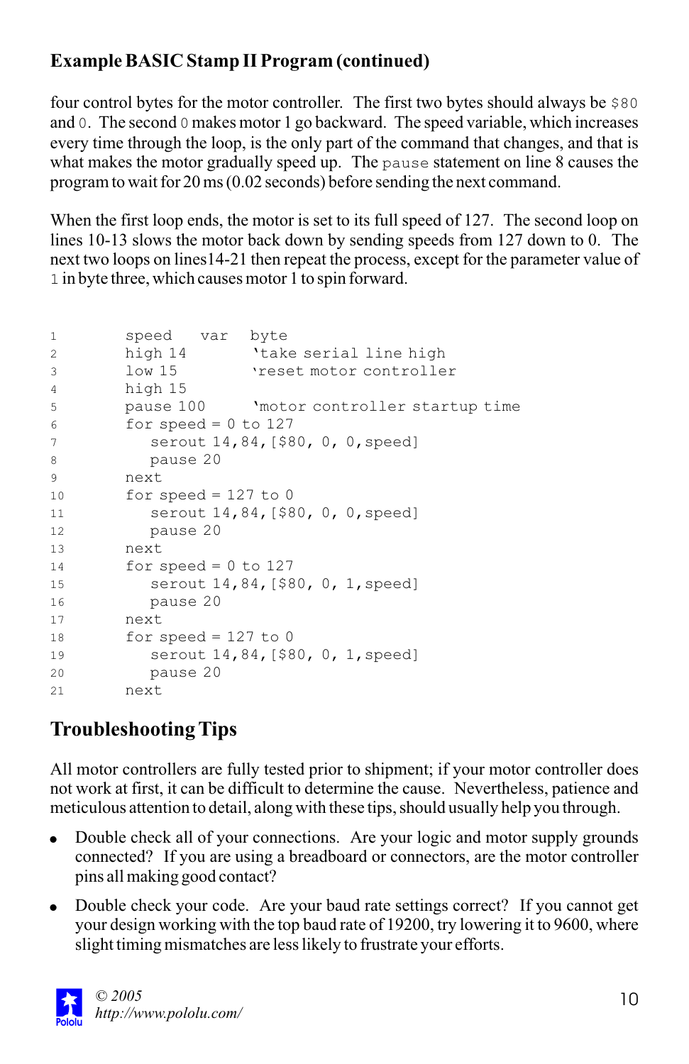### Example BASIC Stamp II Program (continued)

four control bytes for the motor controller. The first two bytes should always be `$80` and `0`. The second `0` makes motor 1 go backward. The speed variable, which increases every time through the loop, is the only part of the command that changes, and that is what makes the motor gradually speed up. The `pause` statement on line 8 causes the program to wait for 20 ms (0.02 seconds) before sending the next command.

When the first loop ends, the motor is set to its full speed of 127. The second loop on lines 10-13 slows the motor back down by sending speeds from 127 down to 0. The next two loops on lines14-21 then repeat the process, except for the parameter value of `1` in byte three, which causes motor 1 to spin forward.

```
1       speed   var   byte
2       high 14       'take serial line high
3       low 15        'reset motor controller
4       high 15
5       pause 100     'motor controller startup time
6       for speed = 0 to 127
7          serout 14,84,[$80, 0, 0,speed]
8          pause 20
9       next
10      for speed = 127 to 0
11         serout 14,84,[$80, 0, 0,speed]
12         pause 20
13      next
14      for speed = 0 to 127
15         serout 14,84,[$80, 0, 1,speed]
16         pause 20
17      next
18      for speed = 127 to 0
19         serout 14,84,[$80, 0, 1,speed]
20         pause 20
21      next
```

## Troubleshooting Tips

All motor controllers are fully tested prior to shipment; if your motor controller does not work at first, it can be difficult to determine the cause. Nevertheless, patience and meticulous attention to detail, along with these tips, should usually help you through.

- Double check all of your connections. Are your logic and motor supply grounds connected? If you are using a breadboard or connectors, are the motor controller pins all making good contact?
- Double check your code. Are your baud rate settings correct? If you cannot get your design working with the top baud rate of 19200, try lowering it to 9600, where slight timing mismatches are less likely to frustrate your efforts.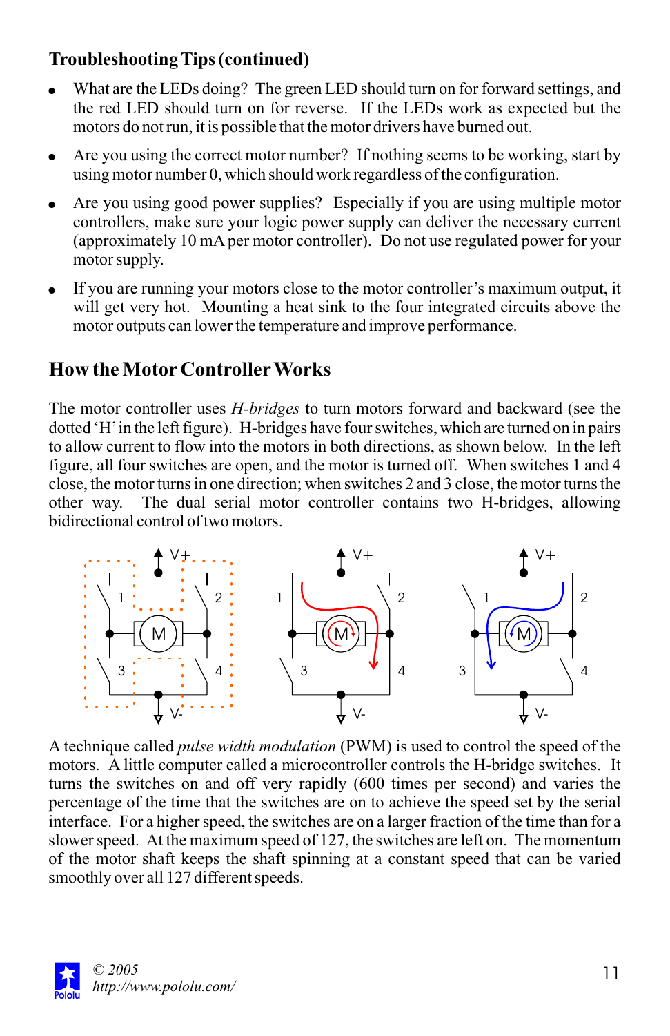## Troubleshooting Tips (continued)

- What are the LEDs doing? The green LED should turn on for forward settings, and the red LED should turn on for reverse. If the LEDs work as expected but the motors do not run, it is possible that the motor drivers have burned out.
- Are you using the correct motor number? If nothing seems to be working, start by using motor number 0, which should work regardless of the configuration.
- Are you using good power supplies? Especially if you are using multiple motor controllers, make sure your logic power supply can deliver the necessary current (approximately 10 mA per motor controller). Do not use regulated power for your motor supply.
- If you are running your motors close to the motor controller's maximum output, it will get very hot. Mounting a heat sink to the four integrated circuits above the motor outputs can lower the temperature and improve performance.

## How the Motor Controller Works

The motor controller uses *H-bridges* to turn motors forward and backward (see the dotted 'H' in the left figure). H-bridges have four switches, which are turned on in pairs to allow current to flow into the motors in both directions, as shown below. In the left figure, all four switches are open, and the motor is turned off. When switches 1 and 4 close, the motor turns in one direction; when switches 2 and 3 close, the motor turns the other way. The dual serial motor controller contains two H-bridges, allowing bidirectional control of two motors.

A technique called *pulse width modulation* (PWM) is used to control the speed of the motors. A little computer called a microcontroller controls the H-bridge switches. It turns the switches on and off very rapidly (600 times per second) and varies the percentage of the time that the switches are on to achieve the speed set by the serial interface. For a higher speed, the switches are on a larger fraction of the time than for a slower speed. At the maximum speed of 127, the switches are left on. The momentum of the motor shaft keeps the shaft spinning at a constant speed that can be varied smoothly over all 127 different speeds.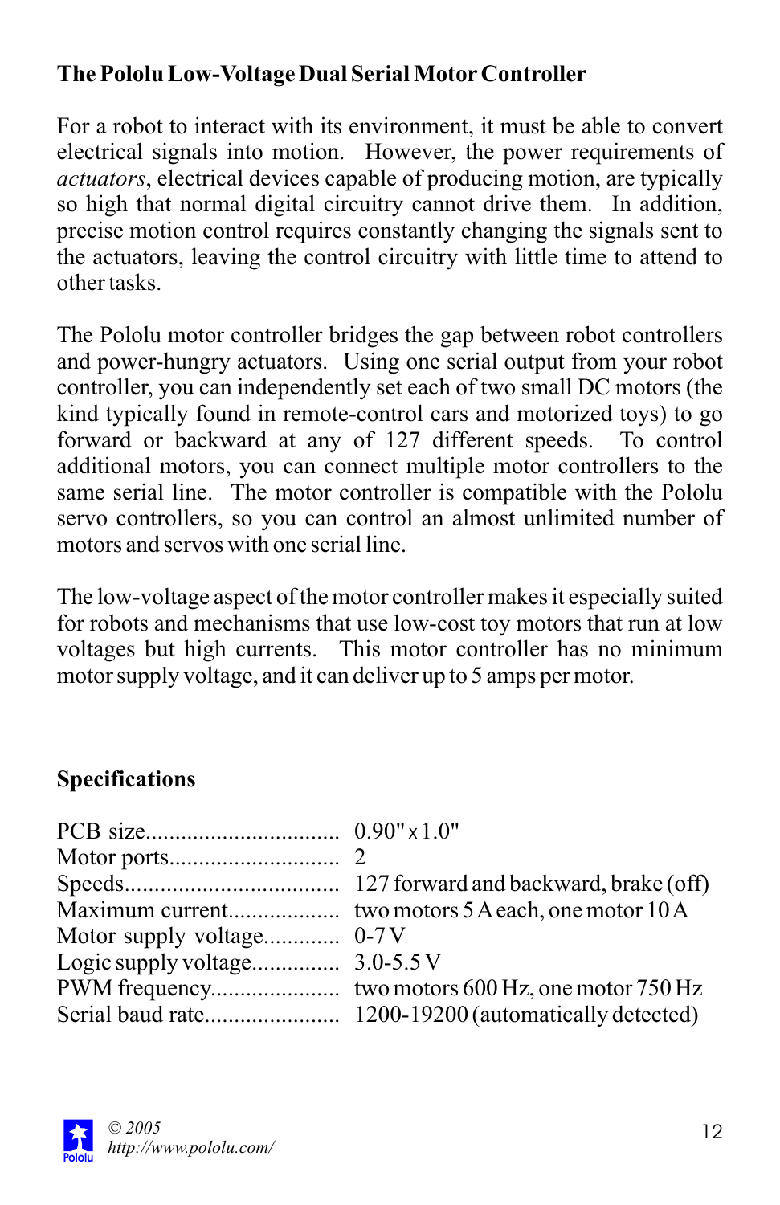## The Pololu Low-Voltage Dual Serial Motor Controller

For a robot to interact with its environment, it must be able to convert electrical signals into motion. However, the power requirements of *actuators*, electrical devices capable of producing motion, are typically so high that normal digital circuitry cannot drive them. In addition, precise motion control requires constantly changing the signals sent to the actuators, leaving the control circuitry with little time to attend to other tasks.

The Pololu motor controller bridges the gap between robot controllers and power-hungry actuators. Using one serial output from your robot controller, you can independently set each of two small DC motors (the kind typically found in remote-control cars and motorized toys) to go forward or backward at any of 127 different speeds. To control additional motors, you can connect multiple motor controllers to the same serial line. The motor controller is compatible with the Pololu servo controllers, so you can control an almost unlimited number of motors and servos with one serial line.

The low-voltage aspect of the motor controller makes it especially suited for robots and mechanisms that use low-cost toy motors that run at low voltages but high currents. This motor controller has no minimum motor supply voltage, and it can deliver up to 5 amps per motor.

## Specifications

| | |
|---|---|
| PCB size | 0.90" x 1.0" |
| Motor ports | 2 |
| Speeds | 127 forward and backward, brake (off) |
| Maximum current | two motors 5 A each, one motor 10 A |
| Motor supply voltage | 0-7 V |
| Logic supply voltage | 3.0-5.5 V |
| PWM frequency | two motors 600 Hz, one motor 750 Hz |
| Serial baud rate | 1200-19200 (automatically detected) |

© 2005
*http://www.pololu.com/*